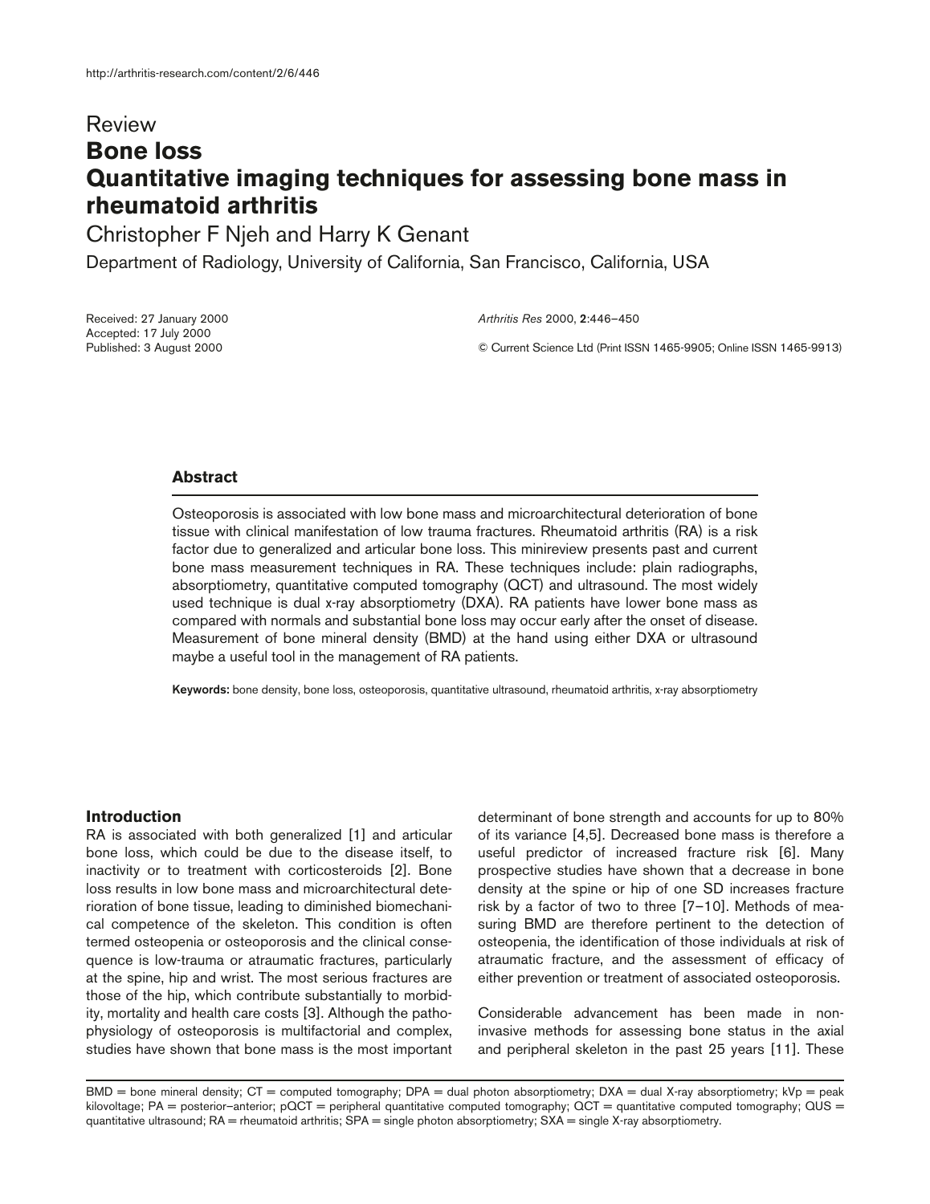Review

# Bone loss
# Quantitative imaging techniques for assessing bone mass in rheumatoid arthritis

Christopher F Njeh and Harry K Genant

Department of Radiology, University of California, San Francisco, California, USA

Received: 27 January 2000
Accepted: 17 July 2000
Published: 3 August 2000

*Arthritis Res* 2000, **2**:446–450

© Current Science Ltd (Print ISSN 1465-9905; Online ISSN 1465-9913)

## Abstract

Osteoporosis is associated with low bone mass and microarchitectural deterioration of bone tissue with clinical manifestation of low trauma fractures. Rheumatoid arthritis (RA) is a risk factor due to generalized and articular bone loss. This minireview presents past and current bone mass measurement techniques in RA. These techniques include: plain radiographs, absorptiometry, quantitative computed tomography (QCT) and ultrasound. The most widely used technique is dual x-ray absorptiometry (DXA). RA patients have lower bone mass as compared with normals and substantial bone loss may occur early after the onset of disease. Measurement of bone mineral density (BMD) at the hand using either DXA or ultrasound maybe a useful tool in the management of RA patients.

**Keywords:** bone density, bone loss, osteoporosis, quantitative ultrasound, rheumatoid arthritis, x-ray absorptiometry

## Introduction

RA is associated with both generalized [1] and articular bone loss, which could be due to the disease itself, to inactivity or to treatment with corticosteroids [2]. Bone loss results in low bone mass and microarchitectural deterioration of bone tissue, leading to diminished biomechanical competence of the skeleton. This condition is often termed osteopenia or osteoporosis and the clinical consequence is low-trauma or atraumatic fractures, particularly at the spine, hip and wrist. The most serious fractures are those of the hip, which contribute substantially to morbidity, mortality and health care costs [3]. Although the pathophysiology of osteoporosis is multifactorial and complex, studies have shown that bone mass is the most important determinant of bone strength and accounts for up to 80% of its variance [4,5]. Decreased bone mass is therefore a useful predictor of increased fracture risk [6]. Many prospective studies have shown that a decrease in bone density at the spine or hip of one SD increases fracture risk by a factor of two to three [7–10]. Methods of measuring BMD are therefore pertinent to the detection of osteopenia, the identification of those individuals at risk of atraumatic fracture, and the assessment of efficacy of either prevention or treatment of associated osteoporosis.

Considerable advancement has been made in non-invasive methods for assessing bone status in the axial and peripheral skeleton in the past 25 years [11]. These

BMD = bone mineral density; CT = computed tomography; DPA = dual photon absorptiometry; DXA = dual X-ray absorptiometry; kVp = peak kilovoltage; PA = posterior–anterior; pQCT = peripheral quantitative computed tomography; QCT = quantitative computed tomography; QUS = quantitative ultrasound; RA = rheumatoid arthritis; SPA = single photon absorptiometry; SXA = single X-ray absorptiometry.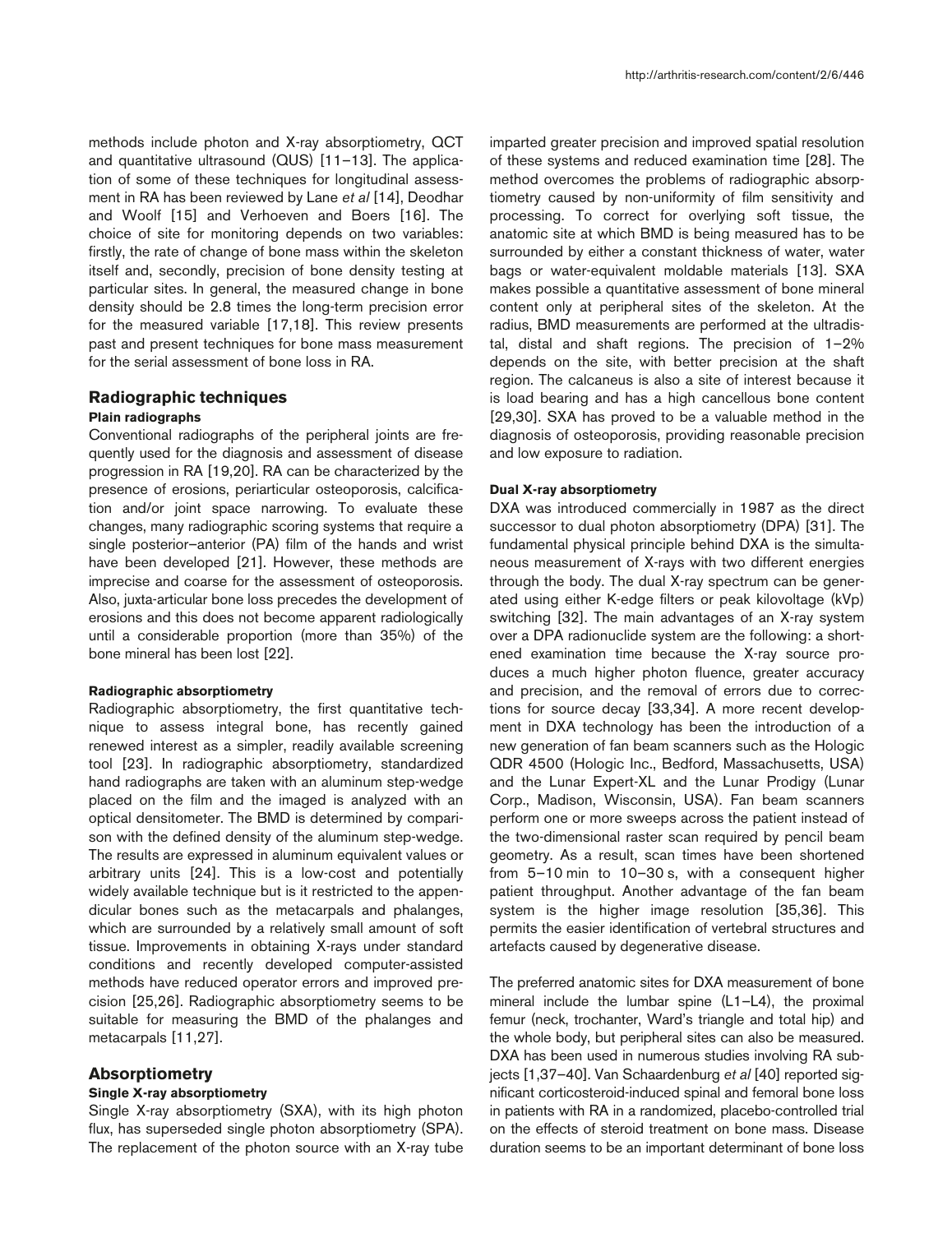methods include photon and X-ray absorptiometry, QCT and quantitative ultrasound (QUS) [11–13]. The application of some of these techniques for longitudinal assessment in RA has been reviewed by Lane *et al* [14], Deodhar and Woolf [15] and Verhoeven and Boers [16]. The choice of site for monitoring depends on two variables: firstly, the rate of change of bone mass within the skeleton itself and, secondly, precision of bone density testing at particular sites. In general, the measured change in bone density should be 2.8 times the long-term precision error for the measured variable [17,18]. This review presents past and present techniques for bone mass measurement for the serial assessment of bone loss in RA.

## Radiographic techniques

### Plain radiographs

Conventional radiographs of the peripheral joints are frequently used for the diagnosis and assessment of disease progression in RA [19,20]. RA can be characterized by the presence of erosions, periarticular osteoporosis, calcification and/or joint space narrowing. To evaluate these changes, many radiographic scoring systems that require a single posterior–anterior (PA) film of the hands and wrist have been developed [21]. However, these methods are imprecise and coarse for the assessment of osteoporosis. Also, juxta-articular bone loss precedes the development of erosions and this does not become apparent radiologically until a considerable proportion (more than 35%) of the bone mineral has been lost [22].

### Radiographic absorptiometry

Radiographic absorptiometry, the first quantitative technique to assess integral bone, has recently gained renewed interest as a simpler, readily available screening tool [23]. In radiographic absorptiometry, standardized hand radiographs are taken with an aluminum step-wedge placed on the film and the imaged is analyzed with an optical densitometer. The BMD is determined by comparison with the defined density of the aluminum step-wedge. The results are expressed in aluminum equivalent values or arbitrary units [24]. This is a low-cost and potentially widely available technique but is it restricted to the appendicular bones such as the metacarpals and phalanges, which are surrounded by a relatively small amount of soft tissue. Improvements in obtaining X-rays under standard conditions and recently developed computer-assisted methods have reduced operator errors and improved precision [25,26]. Radiographic absorptiometry seems to be suitable for measuring the BMD of the phalanges and metacarpals [11,27].

## Absorptiometry

### Single X-ray absorptiometry

Single X-ray absorptiometry (SXA), with its high photon flux, has superseded single photon absorptiometry (SPA). The replacement of the photon source with an X-ray tube imparted greater precision and improved spatial resolution of these systems and reduced examination time [28]. The method overcomes the problems of radiographic absorptiometry caused by non-uniformity of film sensitivity and processing. To correct for overlying soft tissue, the anatomic site at which BMD is being measured has to be surrounded by either a constant thickness of water, water bags or water-equivalent moldable materials [13]. SXA makes possible a quantitative assessment of bone mineral content only at peripheral sites of the skeleton. At the radius, BMD measurements are performed at the ultradistal, distal and shaft regions. The precision of 1–2% depends on the site, with better precision at the shaft region. The calcaneus is also a site of interest because it is load bearing and has a high cancellous bone content [29,30]. SXA has proved to be a valuable method in the diagnosis of osteoporosis, providing reasonable precision and low exposure to radiation.

### Dual X-ray absorptiometry

DXA was introduced commercially in 1987 as the direct successor to dual photon absorptiometry (DPA) [31]. The fundamental physical principle behind DXA is the simultaneous measurement of X-rays with two different energies through the body. The dual X-ray spectrum can be generated using either K-edge filters or peak kilovoltage (kVp) switching [32]. The main advantages of an X-ray system over a DPA radionuclide system are the following: a shortened examination time because the X-ray source produces a much higher photon fluence, greater accuracy and precision, and the removal of errors due to corrections for source decay [33,34]. A more recent development in DXA technology has been the introduction of a new generation of fan beam scanners such as the Hologic QDR 4500 (Hologic Inc., Bedford, Massachusetts, USA) and the Lunar Expert-XL and the Lunar Prodigy (Lunar Corp., Madison, Wisconsin, USA). Fan beam scanners perform one or more sweeps across the patient instead of the two-dimensional raster scan required by pencil beam geometry. As a result, scan times have been shortened from 5–10 min to 10–30 s, with a consequent higher patient throughput. Another advantage of the fan beam system is the higher image resolution [35,36]. This permits the easier identification of vertebral structures and artefacts caused by degenerative disease.

The preferred anatomic sites for DXA measurement of bone mineral include the lumbar spine (L1–L4), the proximal femur (neck, trochanter, Ward's triangle and total hip) and the whole body, but peripheral sites can also be measured. DXA has been used in numerous studies involving RA subjects [1,37–40]. Van Schaardenburg *et al* [40] reported significant corticosteroid-induced spinal and femoral bone loss in patients with RA in a randomized, placebo-controlled trial on the effects of steroid treatment on bone mass. Disease duration seems to be an important determinant of bone loss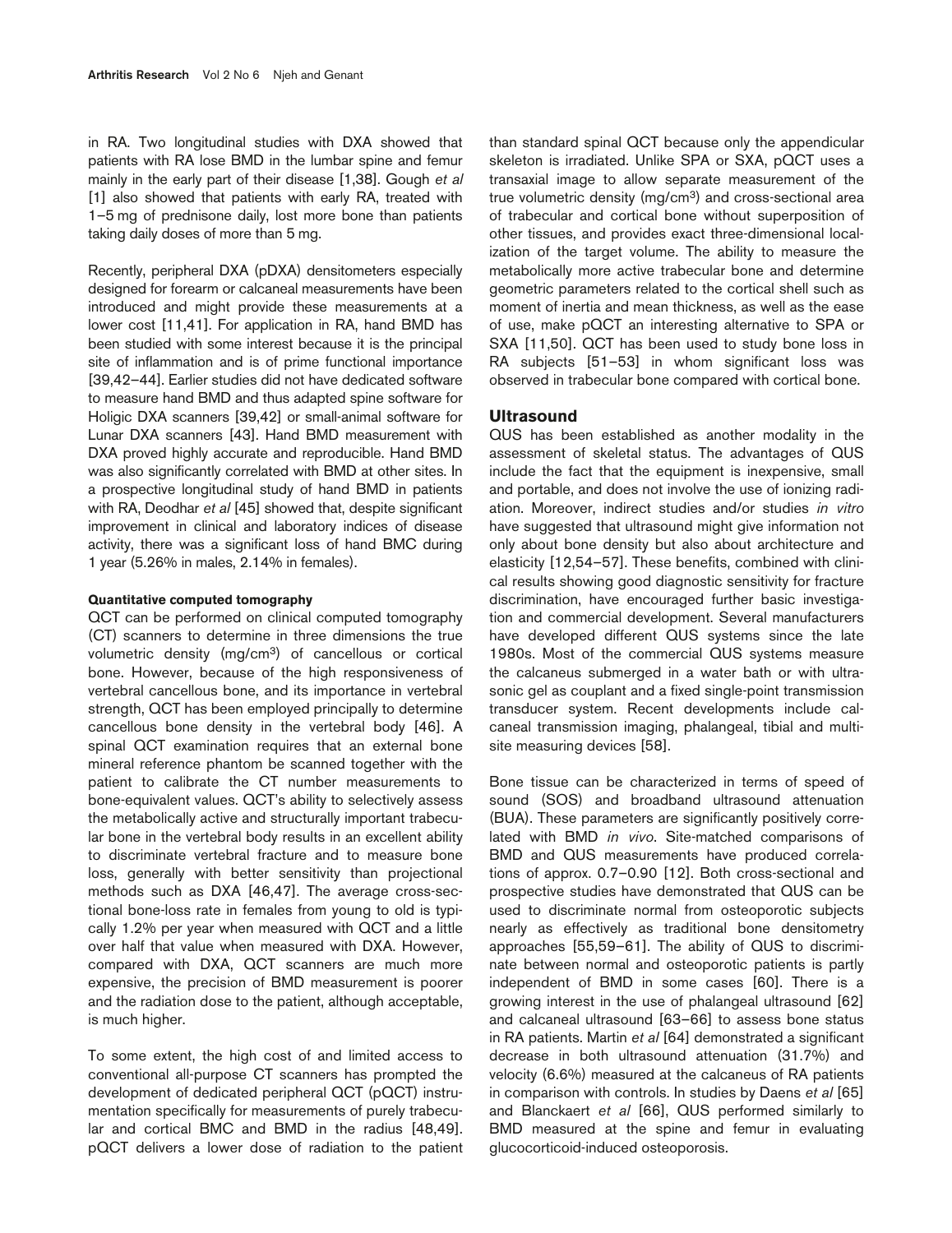in RA. Two longitudinal studies with DXA showed that patients with RA lose BMD in the lumbar spine and femur mainly in the early part of their disease [1,38]. Gough *et al* [1] also showed that patients with early RA, treated with 1–5 mg of prednisone daily, lost more bone than patients taking daily doses of more than 5 mg.

Recently, peripheral DXA (pDXA) densitometers especially designed for forearm or calcaneal measurements have been introduced and might provide these measurements at a lower cost [11,41]. For application in RA, hand BMD has been studied with some interest because it is the principal site of inflammation and is of prime functional importance [39,42–44]. Earlier studies did not have dedicated software to measure hand BMD and thus adapted spine software for Hologic DXA scanners [39,42] or small-animal software for Lunar DXA scanners [43]. Hand BMD measurement with DXA proved highly accurate and reproducible. Hand BMD was also significantly correlated with BMD at other sites. In a prospective longitudinal study of hand BMD in patients with RA, Deodhar *et al* [45] showed that, despite significant improvement in clinical and laboratory indices of disease activity, there was a significant loss of hand BMC during 1 year (5.26% in males, 2.14% in females).

#### Quantitative computed tomography

QCT can be performed on clinical computed tomography (CT) scanners to determine in three dimensions the true volumetric density (mg/cm$^3$) of cancellous or cortical bone. However, because of the high responsiveness of vertebral cancellous bone, and its importance in vertebral strength, QCT has been employed principally to determine cancellous bone density in the vertebral body [46]. A spinal QCT examination requires that an external bone mineral reference phantom be scanned together with the patient to calibrate the CT number measurements to bone-equivalent values. QCT's ability to selectively assess the metabolically active and structurally important trabecular bone in the vertebral body results in an excellent ability to discriminate vertebral fracture and to measure bone loss, generally with better sensitivity than projectional methods such as DXA [46,47]. The average cross-sectional bone-loss rate in females from young to old is typically 1.2% per year when measured with QCT and a little over half that value when measured with DXA. However, compared with DXA, QCT scanners are much more expensive, the precision of BMD measurement is poorer and the radiation dose to the patient, although acceptable, is much higher.

To some extent, the high cost of and limited access to conventional all-purpose CT scanners has prompted the development of dedicated peripheral QCT (pQCT) instrumentation specifically for measurements of purely trabecular and cortical BMC and BMD in the radius [48,49]. pQCT delivers a lower dose of radiation to the patient than standard spinal QCT because only the appendicular skeleton is irradiated. Unlike SPA or SXA, pQCT uses a transaxial image to allow separate measurement of the true volumetric density (mg/cm$^3$) and cross-sectional area of trabecular and cortical bone without superposition of other tissues, and provides exact three-dimensional localization of the target volume. The ability to measure the metabolically more active trabecular bone and determine geometric parameters related to the cortical shell such as moment of inertia and mean thickness, as well as the ease of use, make pQCT an interesting alternative to SPA or SXA [11,50]. QCT has been used to study bone loss in RA subjects [51–53] in whom significant loss was observed in trabecular bone compared with cortical bone.

### Ultrasound

QUS has been established as another modality in the assessment of skeletal status. The advantages of QUS include the fact that the equipment is inexpensive, small and portable, and does not involve the use of ionizing radiation. Moreover, indirect studies and/or studies *in vitro* have suggested that ultrasound might give information not only about bone density but also about architecture and elasticity [12,54–57]. These benefits, combined with clinical results showing good diagnostic sensitivity for fracture discrimination, have encouraged further basic investigation and commercial development. Several manufacturers have developed different QUS systems since the late 1980s. Most of the commercial QUS systems measure the calcaneus submerged in a water bath or with ultrasonic gel as couplant and a fixed single-point transmission transducer system. Recent developments include calcaneal transmission imaging, phalangeal, tibial and multi-site measuring devices [58].

Bone tissue can be characterized in terms of speed of sound (SOS) and broadband ultrasound attenuation (BUA). These parameters are significantly positively correlated with BMD *in vivo*. Site-matched comparisons of BMD and QUS measurements have produced correlations of approx. 0.7–0.90 [12]. Both cross-sectional and prospective studies have demonstrated that QUS can be used to discriminate normal from osteoporotic subjects nearly as effectively as traditional bone densitometry approaches [55,59–61]. The ability of QUS to discriminate between normal and osteoporotic patients is partly independent of BMD in some cases [60]. There is a growing interest in the use of phalangeal ultrasound [62] and calcaneal ultrasound [63–66] to assess bone status in RA patients. Martin *et al* [64] demonstrated a significant decrease in both ultrasound attenuation (31.7%) and velocity (6.6%) measured at the calcaneus of RA patients in comparison with controls. In studies by Daens *et al* [65] and Blanckaert *et al* [66], QUS performed similarly to BMD measured at the spine and femur in evaluating glucocorticoid-induced osteoporosis.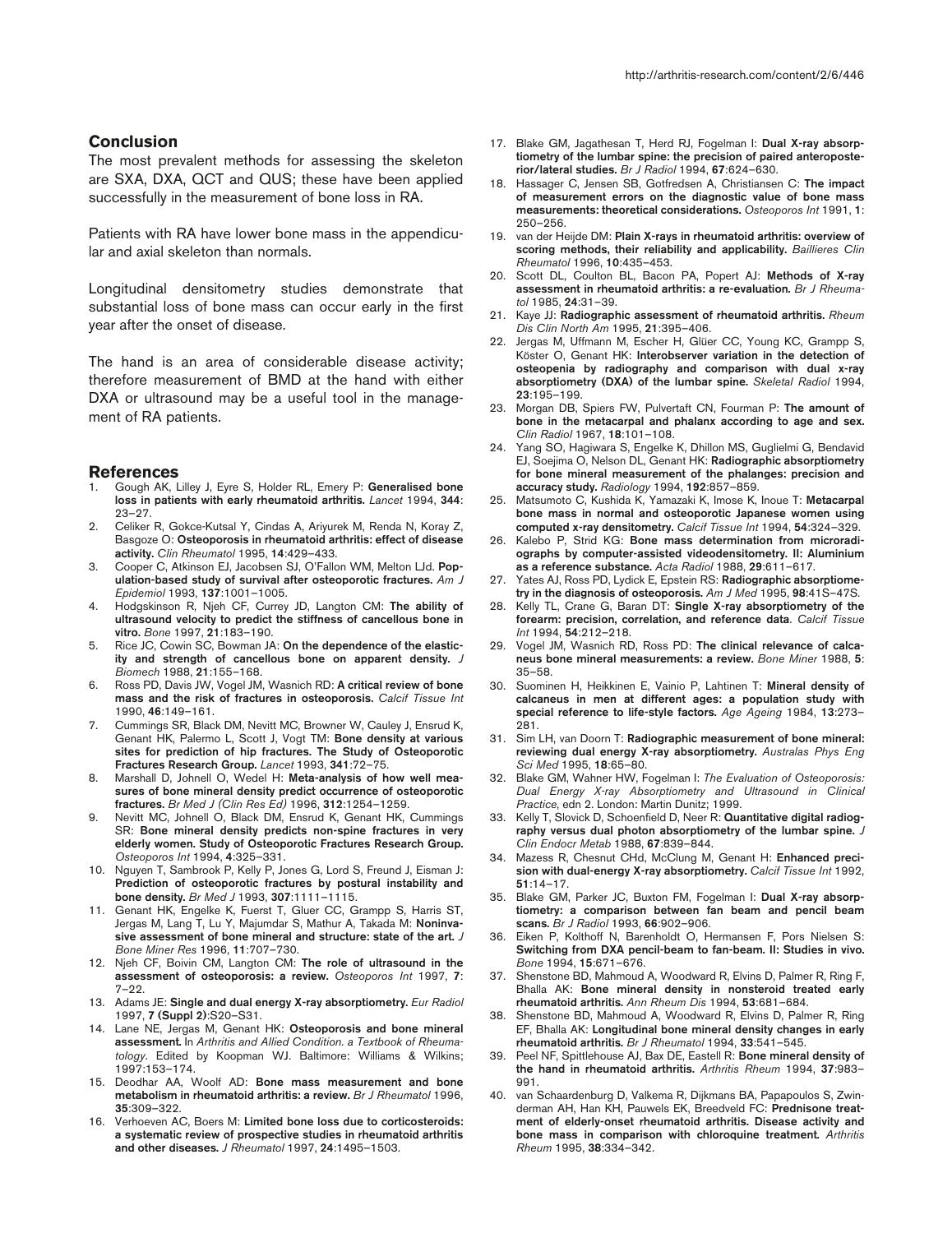## Conclusion

The most prevalent methods for assessing the skeleton are SXA, DXA, QCT and QUS; these have been applied successfully in the measurement of bone loss in RA.

Patients with RA have lower bone mass in the appendicular and axial skeleton than normals.

Longitudinal densitometry studies demonstrate that substantial loss of bone mass can occur early in the first year after the onset of disease.

The hand is an area of considerable disease activity; therefore measurement of BMD at the hand with either DXA or ultrasound may be a useful tool in the management of RA patients.

## References

1. Gough AK, Lilley J, Eyre S, Holder RL, Emery P: **Generalised bone loss in patients with early rheumatoid arthritis.** *Lancet* 1994, **344**: 23–27.
2. Celiker R, Gokce-Kutsal Y, Cindas A, Ariyurek M, Renda N, Koray Z, Basgoze O: **Osteoporosis in rheumatoid arthritis: effect of disease activity.** *Clin Rheumatol* 1995, **14**:429–433.
3. Cooper C, Atkinson EJ, Jacobsen SJ, O'Fallon WM, Melton LJd. **Population-based study of survival after osteoporotic fractures.** *Am J Epidemiol* 1993, **137**:1001–1005.
4. Hodgskinson R, Njeh CF, Currey JD, Langton CM: **The ability of ultrasound velocity to predict the stiffness of cancellous bone in vitro.** *Bone* 1997, **21**:183–190.
5. Rice JC, Cowin SC, Bowman JA: **On the dependence of the elasticity and strength of cancellous bone on apparent density.** *J Biomech* 1988, **21**:155–168.
6. Ross PD, Davis JW, Vogel JM, Wasnich RD: **A critical review of bone mass and the risk of fractures in osteoporosis.** *Calcif Tissue Int* 1990, **46**:149–161.
7. Cummings SR, Black DM, Nevitt MC, Browner W, Cauley J, Ensrud K, Genant HK, Palermo L, Scott J, Vogt TM: **Bone density at various sites for prediction of hip fractures. The Study of Osteoporotic Fractures Research Group.** *Lancet* 1993, **341**:72–75.
8. Marshall D, Johnell O, Wedel H: **Meta-analysis of how well measures of bone mineral density predict occurrence of osteoporotic fractures.** *Br Med J (Clin Res Ed)* 1996, **312**:1254–1259.
9. Nevitt MC, Johnell O, Black DM, Ensrud K, Genant HK, Cummings SR: **Bone mineral density predicts non-spine fractures in very elderly women. Study of Osteoporotic Fractures Research Group.** *Osteoporos Int* 1994, **4**:325–331.
10. Nguyen T, Sambrook P, Kelly P, Jones G, Lord S, Freund J, Eisman J: **Prediction of osteoporotic fractures by postural instability and bone density.** *Br Med J* 1993, **307**:1111–1115.
11. Genant HK, Engelke K, Fuerst T, Gluer CC, Grampp S, Harris ST, Jergas M, Lang T, Lu Y, Majumdar S, Mathur A, Takada M: **Noninvasive assessment of bone mineral and structure: state of the art.** *J Bone Miner Res* 1996, **11**:707–730.
12. Njeh CF, Boivin CM, Langton CM: **The role of ultrasound in the assessment of osteoporosis: a review.** *Osteoporos Int* 1997, **7**: 7–22.
13. Adams JE: **Single and dual energy X-ray absorptiometry.** *Eur Radiol* 1997, **7 (Suppl 2)**:S20–S31.
14. Lane NE, Jergas M, Genant HK: **Osteoporosis and bone mineral assessment.** In *Arthritis and Allied Condition. a Textbook of Rheumatology*. Edited by Koopman WJ. Baltimore: Williams & Wilkins; 1997:153–174.
15. Deodhar AA, Woolf AD: **Bone mass measurement and bone metabolism in rheumatoid arthritis: a review.** *Br J Rheumatol* 1996, **35**:309–322.
16. Verhoeven AC, Boers M: **Limited bone loss due to corticosteroids: a systematic review of prospective studies in rheumatoid arthritis and other diseases.** *J Rheumatol* 1997, **24**:1495–1503.
17. Blake GM, Jagathesan T, Herd RJ, Fogelman I: **Dual X-ray absorptiometry of the lumbar spine: the precision of paired anteroposterior/lateral studies.** *Br J Radiol* 1994, **67**:624–630.
18. Hassager C, Jensen SB, Gotfredsen A, Christiansen C: **The impact of measurement errors on the diagnostic value of bone mass measurements: theoretical considerations.** *Osteoporos Int* 1991, **1**: 250–256.
19. van der Heijde DM: **Plain X-rays in rheumatoid arthritis: overview of scoring methods, their reliability and applicability.** *Baillieres Clin Rheumatol* 1996, **10**:435–453.
20. Scott DL, Coulton BL, Bacon PA, Popert AJ: **Methods of X-ray assessment in rheumatoid arthritis: a re-evaluation.** *Br J Rheumatol* 1985, **24**:31–39.
21. Kaye JJ: **Radiographic assessment of rheumatoid arthritis.** *Rheum Dis Clin North Am* 1995, **21**:395–406.
22. Jergas M, Uffmann M, Escher H, Glüer CC, Young KC, Grampp S, Köster O, Genant HK: **Interobserver variation in the detection of osteopenia by radiography and comparison with dual x-ray absorptiometry (DXA) of the lumbar spine.** *Skeletal Radiol* 1994, **23**:195–199.
23. Morgan DB, Spiers FW, Pulvertaft CN, Fourman P: **The amount of bone in the metacarpal and phalanx according to age and sex.** *Clin Radiol* 1967, **18**:101–108.
24. Yang SO, Hagiwara S, Engelke K, Dhillon MS, Guglielmi G, Bendavid EJ, Soejima O, Nelson DL, Genant HK: **Radiographic absorptiometry for bone mineral measurement of the phalanges: precision and accuracy study.** *Radiology* 1994, **192**:857–859.
25. Matsumoto C, Kushida K, Yamazaki K, Imose K, Inoue T: **Metacarpal bone mass in normal and osteoporotic Japanese women using computed x-ray densitometry.** *Calcif Tissue Int* 1994, **54**:324–329.
26. Kalebo P, Strid KG: **Bone mass determination from microradiographs by computer-assisted videodensitometry. II: Aluminium as a reference substance.** *Acta Radiol* 1988, **29**:611–617.
27. Yates AJ, Ross PD, Lydick E, Epstein RS: **Radiographic absorptiometry in the diagnosis of osteoporosis.** *Am J Med* 1995, **98**:41S–47S.
28. Kelly TL, Crane G, Baran DT: **Single X-ray absorptiometry of the forearm: precision, correlation, and reference data**. *Calcif Tissue Int* 1994, **54**:212–218.
29. Vogel JM, Wasnich RD, Ross PD: **The clinical relevance of calcaneus bone mineral measurements: a review.** *Bone Miner* 1988, **5**: 35–58.
30. Suominen H, Heikkinen E, Vainio P, Lahtinen T: **Mineral density of calcaneus in men at different ages: a population study with special reference to life-style factors.** *Age Ageing* 1984, **13**:273–281.
31. Sim LH, van Doorn T: **Radiographic measurement of bone mineral: reviewing dual energy X-ray absorptiometry.** *Australas Phys Eng Sci Med* 1995, **18**:65–80.
32. Blake GM, Wahner HW, Fogelman I: *The Evaluation of Osteoporosis: Dual Energy X-ray Absorptiometry and Ultrasound in Clinical Practice*, edn 2. London: Martin Dunitz; 1999.
33. Kelly T, Slovick D, Schoenfield D, Neer R: **Quantitative digital radiography versus dual photon absorptiometry of the lumbar spine.** *J Clin Endocr Metab* 1988, **67**:839–844.
34. Mazess R, Chesnut CHd, McClung M, Genant H: **Enhanced precision with dual-energy X-ray absorptiometry.** *Calcif Tissue Int* 1992, **51**:14–17.
35. Blake GM, Parker JC, Buxton FM, Fogelman I: **Dual X-ray absorptiometry: a comparison between fan beam and pencil beam scans.** *Br J Radiol* 1993, **66**:902–906.
36. Eiken P, Kolthoff N, Barenholdt O, Hermansen F, Pors Nielsen S: **Switching from DXA pencil-beam to fan-beam. II: Studies in vivo.** *Bone* 1994, **15**:671–676.
37. Shenstone BD, Mahmoud A, Woodward R, Elvins D, Palmer R, Ring F, Bhalla AK: **Bone mineral density in nonsteroid treated early rheumatoid arthritis.** *Ann Rheum Dis* 1994, **53**:681–684.
38. Shenstone BD, Mahmoud A, Woodward R, Elvins D, Palmer R, Ring EF, Bhalla AK: **Longitudinal bone mineral density changes in early rheumatoid arthritis.** *Br J Rheumatol* 1994, **33**:541–545.
39. Peel NF, Spittlehouse AJ, Bax DE, Eastell R: **Bone mineral density of the hand in rheumatoid arthritis.** *Arthritis Rheum* 1994, **37**:983–991.
40. van Schaardenburg D, Valkema R, Dijkmans BA, Papapoulos S, Zwinderman AH, Han KH, Pauwels EK, Breedveld FC: **Prednisone treatment of elderly-onset rheumatoid arthritis. Disease activity and bone mass in comparison with chloroquine treatment.** *Arthritis Rheum* 1995, **38**:334–342.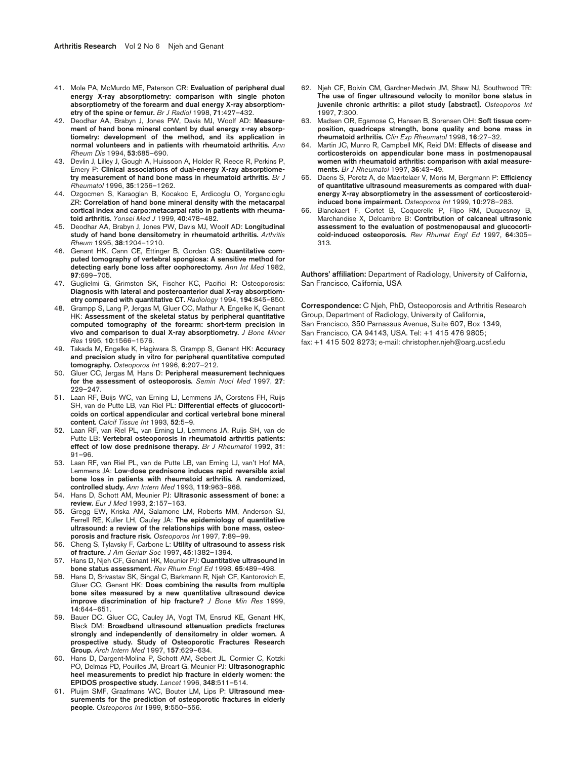41. Mole PA, McMurdo ME, Paterson CR: **Evaluation of peripheral dual energy X-ray absorptiometry: comparison with single photon absorptiometry of the forearm and dual energy X-ray absorptiometry of the spine or femur.** *Br J Radiol* 1998, **71**:427–432.
42. Deodhar AA, Brabyn J, Jones PW, Davis MJ, Woolf AD: **Measurement of hand bone mineral content by dual energy x-ray absorptiometry: development of the method, and its application in normal volunteers and in patients with rheumatoid arthritis.** *Ann Rheum Dis* 1994, **53**:685–690.
43. Devlin J, Lilley J, Gough A, Huissoon A, Holder R, Reece R, Perkins P, Emery P: **Clinical associations of dual-energy X-ray absorptiometry measurement of hand bone mass in rheumatoid arthritis.** *Br J Rheumatol* 1996, **35**:1256–1262.
44. Ozgocmen S, Karaoglan B, Kocakoc E, Ardicoglu O, Yorgancioglu ZR: **Correlation of hand bone mineral density with the metacarpal cortical index and carpo:metacarpal ratio in patients with rheumatoid arthritis.** *Yonsei Med J* 1999, **40**:478–482.
45. Deodhar AA, Brabyn J, Jones PW, Davis MJ, Woolf AD: **Longitudinal study of hand bone densitometry in rheumatoid arthritis.** *Arthritis Rheum* 1995, **38**:1204–1210.
46. Genant HK, Cann CE, Ettinger B, Gordan GS: **Quantitative computed tomography of vertebral spongiosa: A sensitive method for detecting early bone loss after oophorectomy.** *Ann Int Med* 1982, **97**:699–705.
47. Guglielmi G, Grimston SK, Fischer KC, Pacifici R: Osteoporosis: **Diagnosis with lateral and posteroanterior dual X-ray absorptiometry compared with quantitative CT.** *Radiology* 1994, **194**:845–850.
48. Grampp S, Lang P, Jergas M, Gluer CC, Mathur A, Engelke K, Genant HK: **Assessment of the skeletal status by peripheral quantitative computed tomography of the forearm: short-term precision in vivo and comparison to dual X-ray absorptiometry.** *J Bone Miner Res* 1995, **10**:1566–1576.
49. Takada M, Engelke K, Hagiwara S, Grampp S, Genant HK: **Accuracy and precision study in vitro for peripheral quantitative computed tomography.** *Osteoporos Int* 1996, **6**:207–212.
50. Gluer CC, Jergas M, Hans D: **Peripheral measurement techniques for the assessment of osteoporosis.** *Semin Nucl Med* 1997, **27**: 229–247.
51. Laan RF, Buijs WC, van Erning LJ, Lemmens JA, Corstens FH, Ruijs SH, van de Putte LB, van Riel PL: **Differential effects of glucocorticoids on cortical appendicular and cortical vertebral bone mineral content.** *Calcif Tissue Int* 1993, **52**:5–9.
52. Laan RF, van Riel PL, van Erning LJ, Lemmens JA, Ruijs SH, van de Putte LB: **Vertebral osteoporosis in rheumatoid arthritis patients: effect of low dose prednisone therapy.** *Br J Rheumatol* 1992, **31**: 91–96.
53. Laan RF, van Riel PL, van de Putte LB, van Erning LJ, van't Hof MA, Lemmens JA: **Low-dose prednisone induces rapid reversible axial bone loss in patients with rheumatoid arthritis. A randomized, controlled study.** *Ann Intern Med* 1993, **119**:963–968.
54. Hans D, Schott AM, Meunier PJ: **Ultrasonic assessment of bone: a review.** *Eur J Med* 1993, **2**:157–163.
55. Gregg EW, Kriska AM, Salamone LM, Roberts MM, Anderson SJ, Ferrell RE, Kuller LH, Cauley JA: **The epidemiology of quantitative ultrasound: a review of the relationships with bone mass, osteoporosis and fracture risk.** *Osteoporos Int* 1997, **7**:89–99.
56. Cheng S, Tylavsky F, Carbone L: **Utility of ultrasound to assess risk of fracture.** *J Am Geriatr Soc* 1997, **45**:1382–1394.
57. Hans D, Njeh CF, Genant HK, Meunier PJ: **Quantitative ultrasound in bone status assessment.** *Rev Rhum Engl Ed* 1998, **65**:489–498.
58. Hans D, Srivastav SK, Singal C, Barkmann R, Njeh CF, Kantorovich E, Gluer CC, Genant HK: **Does combining the results from multiple bone sites measured by a new quantitative ultrasound device improve discrimination of hip fracture?** *J Bone Min Res* 1999, **14**:644–651.
59. Bauer DC, Gluer CC, Cauley JA, Vogt TM, Ensrud KE, Genant HK, Black DM: **Broadband ultrasound attenuation predicts fractures strongly and independently of densitometry in older women. A prospective study. Study of Osteoporotic Fractures Research Group.** *Arch Intern Med* 1997, **157**:629–634.
60. Hans D, Dargent-Molina P, Schott AM, Sebert JL, Cormier C, Kotzki PO, Delmas PD, Pouilles JM, Breart G, Meunier PJ: **Ultrasonographic heel measurements to predict hip fracture in elderly women: the EPIDOS prospective study.** *Lancet* 1996, **348**:511–514.
61. Pluijm SMF, Graafmans WC, Bouter LM, Lips P: **Ultrasound measurements for the prediction of osteoporotic fractures in elderly people.** *Osteoporos Int* 1999, **9**:550–556.
62. Njeh CF, Boivin CM, Gardner-Medwin JM, Shaw NJ, Southwood TR: **The use of finger ultrasound velocity to monitor bone status in juvenile chronic arthritis: a pilot study [abstract].** *Osteoporos Int* 1997, **7**:300.
63. Madsen OR, Egsmose C, Hansen B, Sorensen OH: **Soft tissue composition, quadriceps strength, bone quality and bone mass in rheumatoid arthritis.** *Clin Exp Rheumatol* 1998, **16**:27–32.
64. Martin JC, Munro R, Campbell MK, Reid DM: **Effects of disease and corticosteroids on appendicular bone mass in postmenopausal women with rheumatoid arthritis: comparison with axial measurements.** *Br J Rheumatol* 1997, **36**:43–49.
65. Daens S, Peretz A, de Maertelaer V, Moris M, Bergmann P: **Efficiency of quantitative ultrasound measurements as compared with dual-energy X-ray absorptiometry in the assessment of corticosteroid-induced bone impairment.** *Osteoporos Int* 1999, **10**:278–283.
66. Blanckaert F, Cortet B, Coquerelle P, Flipo RM, Duquesnoy B, Marchandise X, Delcambre B: **Contribution of calcaneal ultrasonic assessment to the evaluation of postmenopausal and glucocorticoid-induced osteoporosis.** *Rev Rhumat Engl Ed* 1997, **64**:305–313.

**Authors' affiliation:** Department of Radiology, University of California, San Francisco, California, USA

**Correspondence:** C Njeh, PhD, Osteoporosis and Arthritis Research Group, Department of Radiology, University of California, San Francisco, 350 Parnassus Avenue, Suite 607, Box 1349, San Francisco, CA 94143, USA. Tel: +1 415 476 9805; fax: +1 415 502 8273; e-mail: christopher.njeh@oarg.ucsf.edu